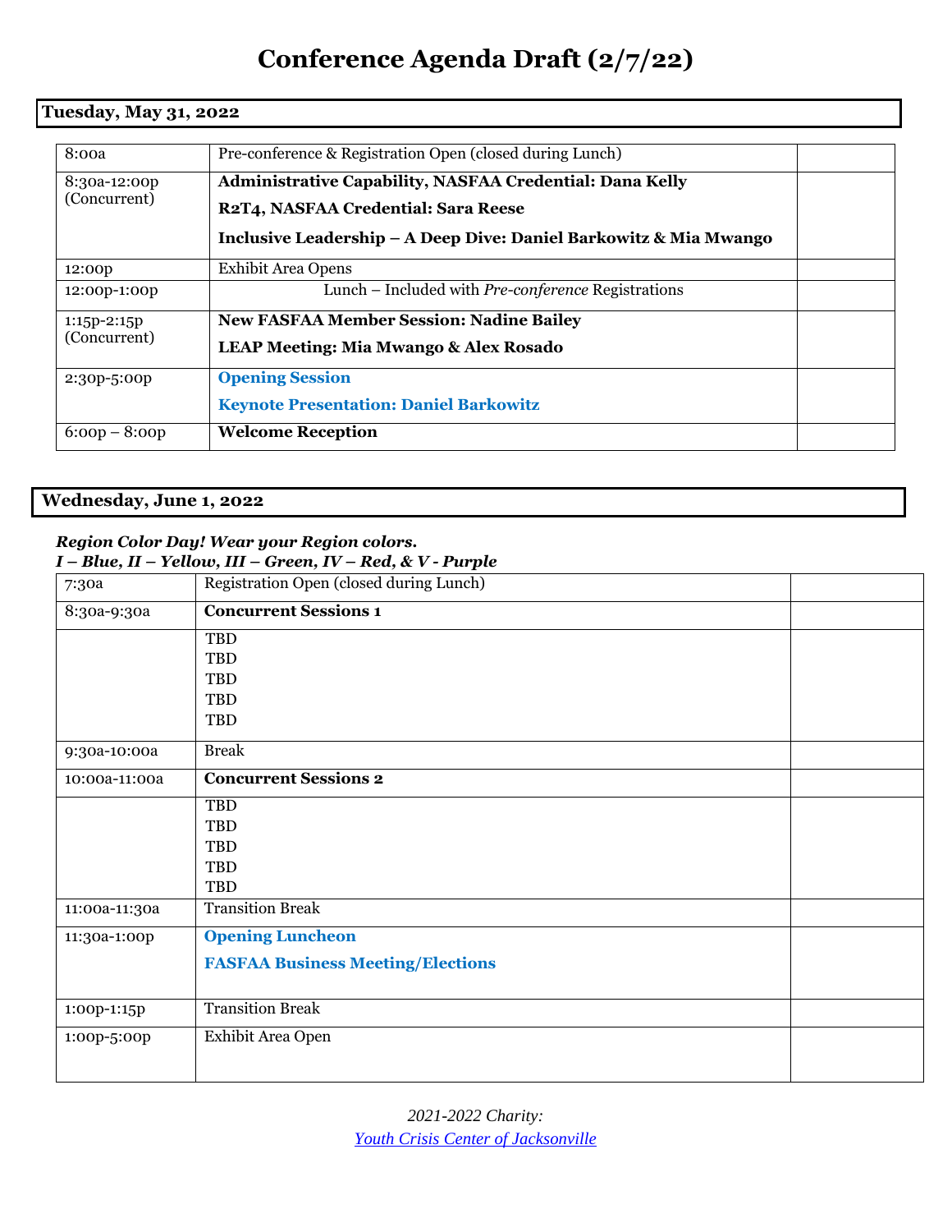# Conference Agenda Draft (2/7/22)

## Tuesday, May 31, 2022

| | | |
|---|---|---|
| 8:00a | Pre-conference & Registration Open (closed during Lunch) | |
| 8:30a-12:00p (Concurrent) | **Administrative Capability, NASFAA Credential: Dana Kelly**<br>**R2T4, NASFAA Credential: Sara Reese**<br>**Inclusive Leadership – A Deep Dive: Daniel Barkowitz & Mia Mwango** | |
| 12:00p | Exhibit Area Opens | |
| 12:00p-1:00p | Lunch – Included with *Pre-conference* Registrations | |
| 1:15p-2:15p (Concurrent) | **New FASFAA Member Session: Nadine Bailey**<br>**LEAP Meeting: Mia Mwango & Alex Rosado** | |
| 2:30p-5:00p | **Opening Session**<br>**Keynote Presentation: Daniel Barkowitz** | |
| 6:00p – 8:00p | **Welcome Reception** | |

## Wednesday, June 1, 2022

***Region Color Day! Wear your Region colors.***
***I – Blue, II – Yellow, III – Green, IV – Red, & V - Purple***

| | | |
|---|---|---|
| 7:30a | Registration Open (closed during Lunch) | |
| 8:30a-9:30a | **Concurrent Sessions 1** | |
| | TBD<br>TBD<br>TBD<br>TBD<br>TBD | |
| 9:30a-10:00a | Break | |
| 10:00a-11:00a | **Concurrent Sessions 2** | |
| | TBD<br>TBD<br>TBD<br>TBD<br>TBD | |
| 11:00a-11:30a | Transition Break | |
| 11:30a-1:00p | **Opening Luncheon**<br>**FASFAA Business Meeting/Elections** | |
| 1:00p-1:15p | Transition Break | |
| 1:00p-5:00p | Exhibit Area Open | |

*2021-2022 Charity:*
*Youth Crisis Center of Jacksonville*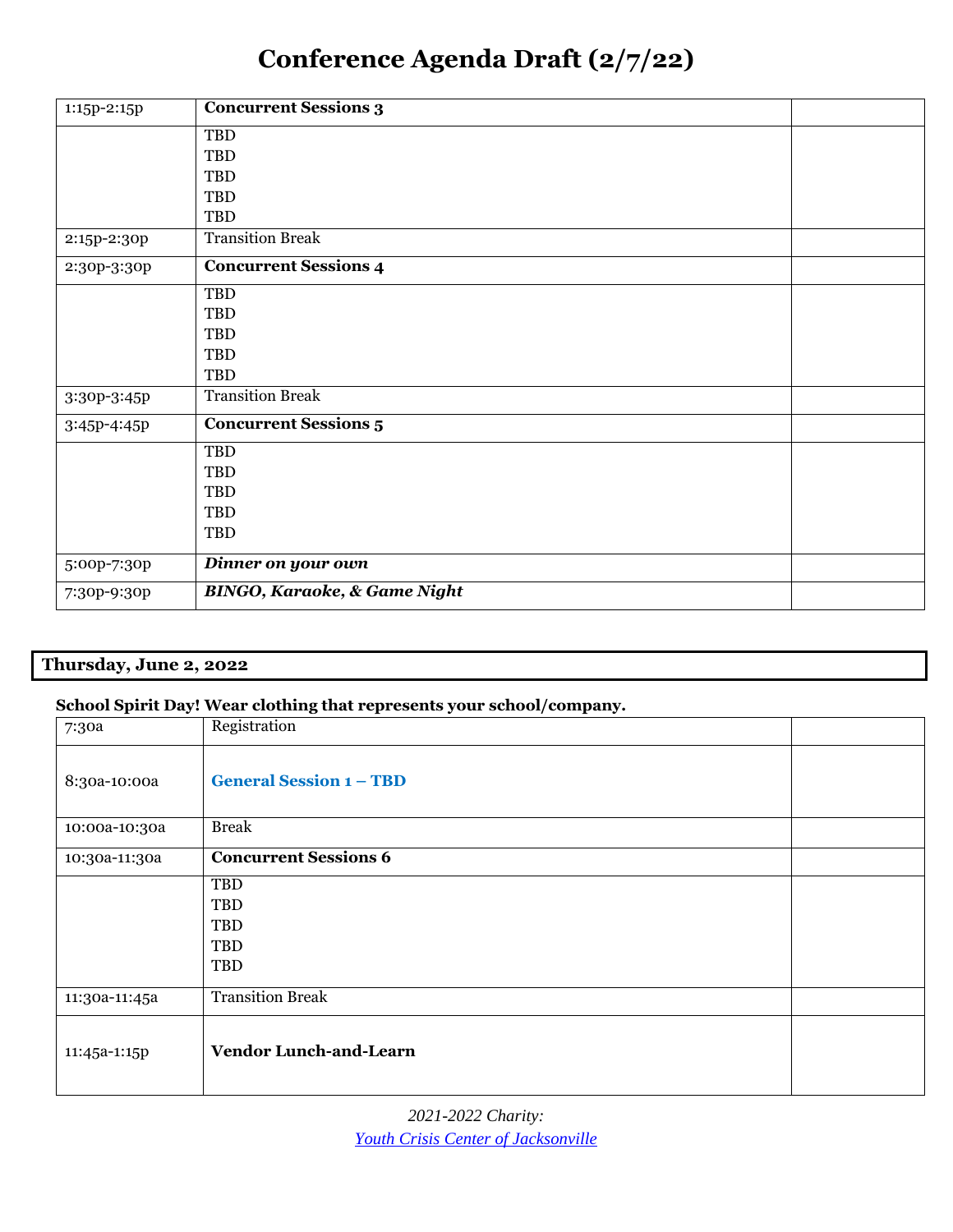# Conference Agenda Draft (2/7/22)

| | | |
|---|---|---|
| 1:15p-2:15p | **Concurrent Sessions 3** | |
| | TBD<br>TBD<br>TBD<br>TBD<br>TBD | |
| 2:15p-2:30p | Transition Break | |
| 2:30p-3:30p | **Concurrent Sessions 4** | |
| | TBD<br>TBD<br>TBD<br>TBD<br>TBD | |
| 3:30p-3:45p | Transition Break | |
| 3:45p-4:45p | **Concurrent Sessions 5** | |
| | TBD<br>TBD<br>TBD<br>TBD<br>TBD | |
| 5:00p-7:30p | ***Dinner on your own*** | |
| 7:30p-9:30p | ***BINGO, Karaoke, & Game Night*** | |

## Thursday, June 2, 2022

**School Spirit Day! Wear clothing that represents your school/company.**

| | | |
|---|---|---|
| 7:30a | Registration | |
| 8:30a-10:00a | **General Session 1 – TBD** | |
| 10:00a-10:30a | Break | |
| 10:30a-11:30a | **Concurrent Sessions 6** | |
| | TBD<br>TBD<br>TBD<br>TBD<br>TBD | |
| 11:30a-11:45a | Transition Break | |
| 11:45a-1:15p | **Vendor Lunch-and-Learn** | |

*2021-2022 Charity:*
*Youth Crisis Center of Jacksonville*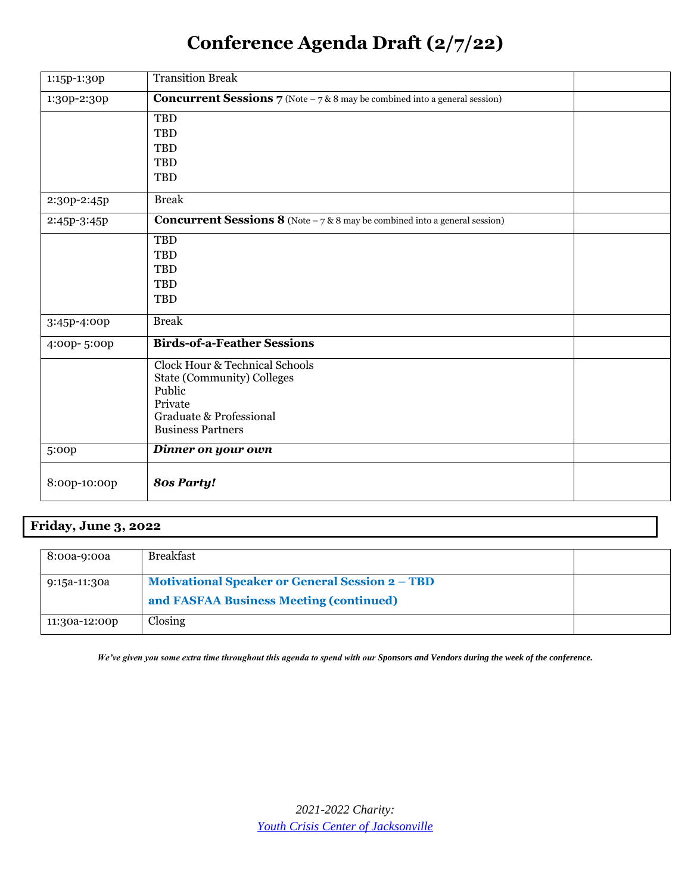# Conference Agenda Draft (2/7/22)

| | | |
|---|---|---|
| 1:15p-1:30p | Transition Break | |
| 1:30p-2:30p | **Concurrent Sessions 7** (Note – 7 & 8 may be combined into a general session) | |
| | TBD<br>TBD<br>TBD<br>TBD<br>TBD | |
| 2:30p-2:45p | Break | |
| 2:45p-3:45p | **Concurrent Sessions 8** (Note – 7 & 8 may be combined into a general session) | |
| | TBD<br>TBD<br>TBD<br>TBD<br>TBD | |
| 3:45p-4:00p | Break | |
| 4:00p- 5:00p | **Birds-of-a-Feather Sessions** | |
| | Clock Hour & Technical Schools<br>State (Community) Colleges<br>Public<br>Private<br>Graduate & Professional<br>Business Partners | |
| 5:00p | ***Dinner on your own*** | |
| 8:00p-10:00p | ***80s Party!*** | |

**Friday, June 3, 2022**

| | | |
|---|---|---|
| 8:00a-9:00a | Breakfast | |
| 9:15a-11:30a | **Motivational Speaker or General Session 2 – TBD**<br>**and FASFAA Business Meeting (continued)** | |
| 11:30a-12:00p | Closing | |

***We've given you some extra time throughout this agenda to spend with our Sponsors and Vendors during the week of the conference.***

*2021-2022 Charity:*
*Youth Crisis Center of Jacksonville*